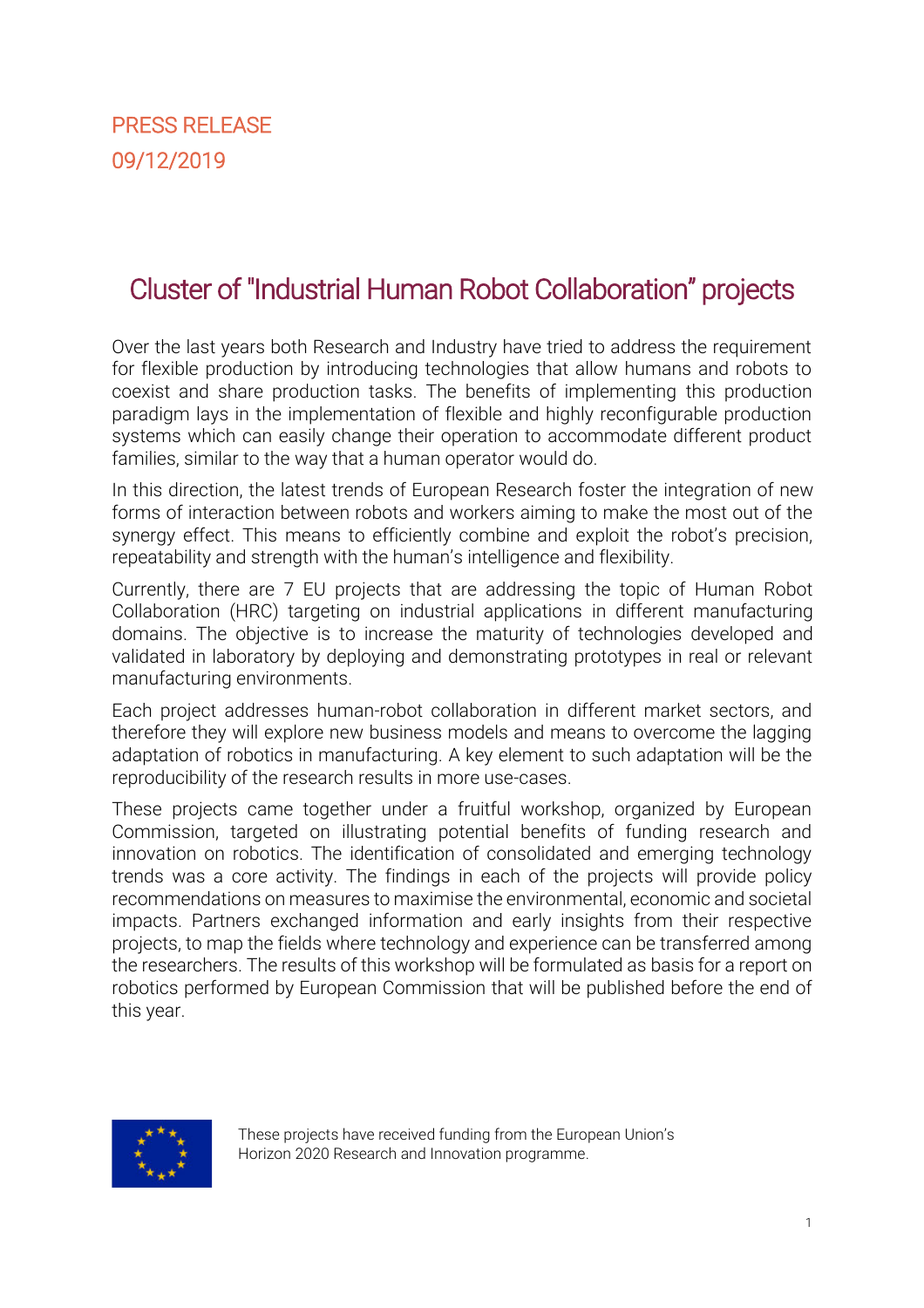PRESS RELEASE
09/12/2019

# Cluster of "Industrial Human Robot Collaboration" projects

Over the last years both Research and Industry have tried to address the requirement for flexible production by introducing technologies that allow humans and robots to coexist and share production tasks. The benefits of implementing this production paradigm lays in the implementation of flexible and highly reconfigurable production systems which can easily change their operation to accommodate different product families, similar to the way that a human operator would do.

In this direction, the latest trends of European Research foster the integration of new forms of interaction between robots and workers aiming to make the most out of the synergy effect. This means to efficiently combine and exploit the robot's precision, repeatability and strength with the human's intelligence and flexibility.

Currently, there are 7 EU projects that are addressing the topic of Human Robot Collaboration (HRC) targeting on industrial applications in different manufacturing domains. The objective is to increase the maturity of technologies developed and validated in laboratory by deploying and demonstrating prototypes in real or relevant manufacturing environments.

Each project addresses human-robot collaboration in different market sectors, and therefore they will explore new business models and means to overcome the lagging adaptation of robotics in manufacturing. A key element to such adaptation will be the reproducibility of the research results in more use-cases.

These projects came together under a fruitful workshop, organized by European Commission, targeted on illustrating potential benefits of funding research and innovation on robotics. The identification of consolidated and emerging technology trends was a core activity. The findings in each of the projects will provide policy recommendations on measures to maximise the environmental, economic and societal impacts. Partners exchanged information and early insights from their respective projects, to map the fields where technology and experience can be transferred among the researchers. The results of this workshop will be formulated as basis for a report on robotics performed by European Commission that will be published before the end of this year.

These projects have received funding from the European Union's Horizon 2020 Research and Innovation programme.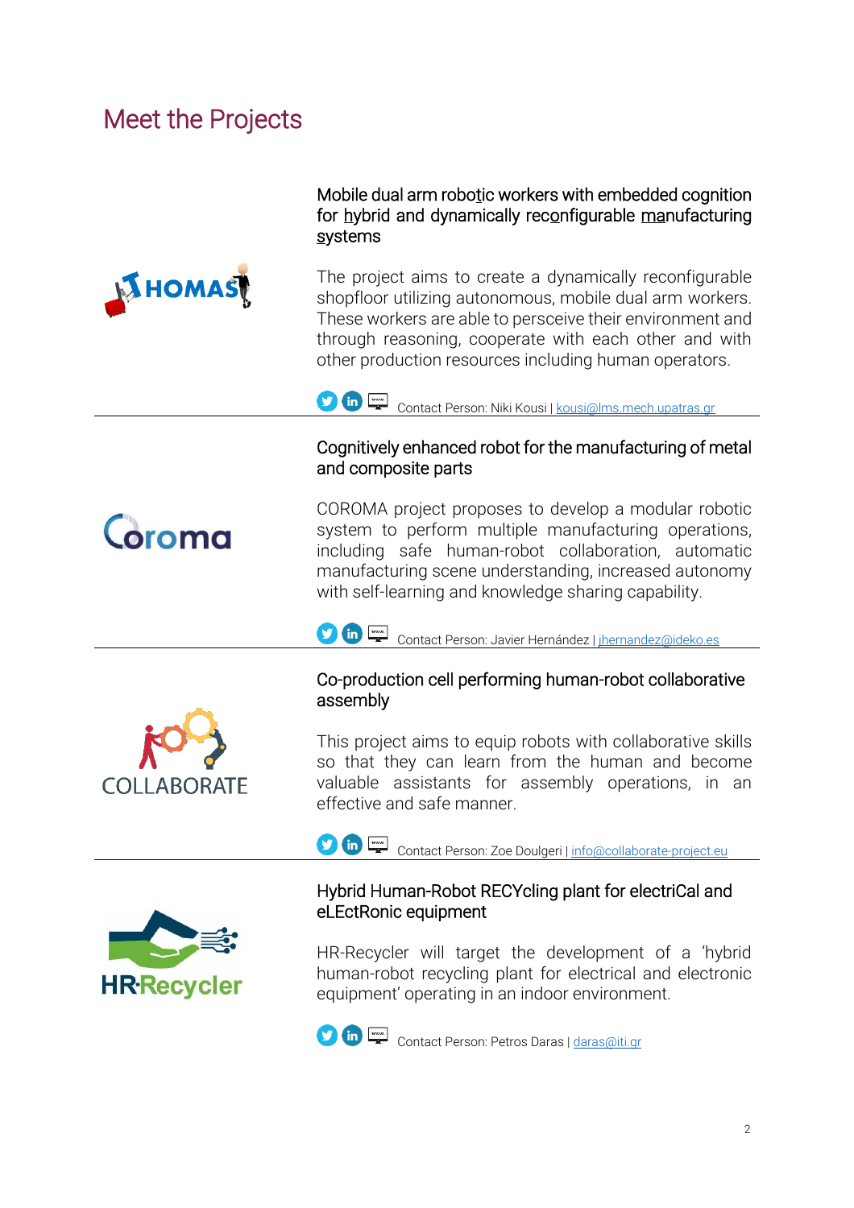# Meet the Projects

THOMAS

### Mobile dual arm robotic workers with embedded cognition for hybrid and dynamically reconfigurable manufacturing systems

The project aims to create a dynamically reconfigurable shopfloor utilizing autonomous, mobile dual arm workers. These workers are able to persceive their environment and through reasoning, cooperate with each other and with other production resources including human operators.

Contact Person: Niki Kousi | kousi@lms.mech.upatras.gr

---

Coroma

### Cognitively enhanced robot for the manufacturing of metal and composite parts

COROMA project proposes to develop a modular robotic system to perform multiple manufacturing operations, including safe human-robot collaboration, automatic manufacturing scene understanding, increased autonomy with self-learning and knowledge sharing capability.

Contact Person: Javier Hernández | jhernandez@ideko.es

---

COLLABORATE

### Co-production cell performing human-robot collaborative assembly

This project aims to equip robots with collaborative skills so that they can learn from the human and become valuable assistants for assembly operations, in an effective and safe manner.

Contact Person: Zoe Doulgeri | info@collaborate-project.eu

---

HR-Recycler

### Hybrid Human-Robot RECYcling plant for electriCal and eLEctRonic equipment

HR-Recycler will target the development of a 'hybrid human-robot recycling plant for electrical and electronic equipment' operating in an indoor environment.

Contact Person: Petros Daras | daras@iti.gr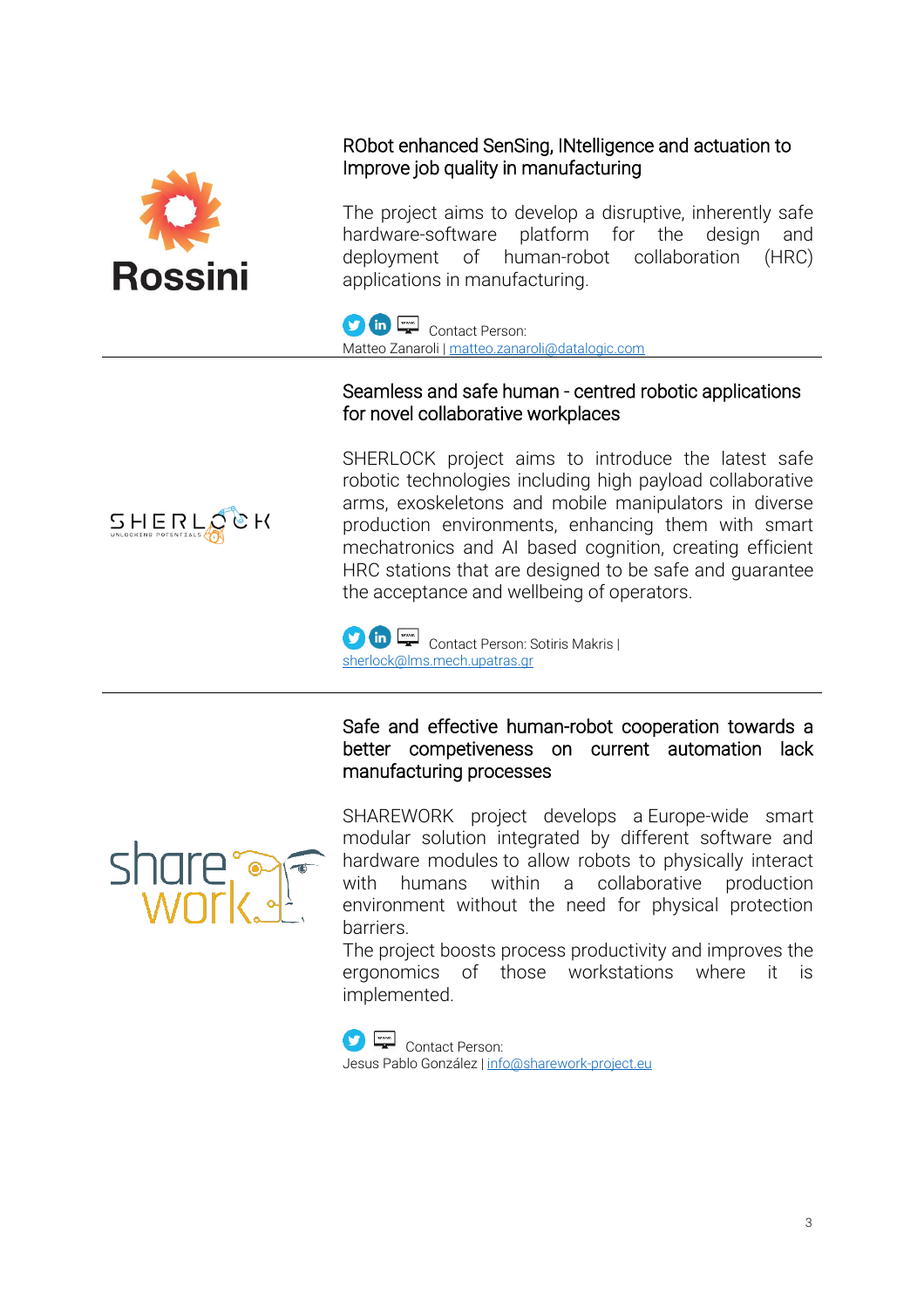### RObot enhanced SenSing, INtelligence and actuation to Improve job quality in manufacturing

The project aims to develop a disruptive, inherently safe hardware-software platform for the design and deployment of human-robot collaboration (HRC) applications in manufacturing.

Contact Person:
Matteo Zanaroli | matteo.zanaroli@datalogic.com

---

### Seamless and safe human - centred robotic applications for novel collaborative workplaces

SHERLOCK project aims to introduce the latest safe robotic technologies including high payload collaborative arms, exoskeletons and mobile manipulators in diverse production environments, enhancing them with smart mechatronics and AI based cognition, creating efficient HRC stations that are designed to be safe and guarantee the acceptance and wellbeing of operators.

Contact Person: Sotiris Makris | sherlock@lms.mech.upatras.gr

---

### Safe and effective human-robot cooperation towards a better competiveness on current automation lack manufacturing processes

SHAREWORK project develops a Europe-wide smart modular solution integrated by different software and hardware modules to allow robots to physically interact with humans within a collaborative production environment without the need for physical protection barriers.
The project boosts process productivity and improves the ergonomics of those workstations where it is implemented.

Contact Person:
Jesus Pablo González | info@sharework-project.eu